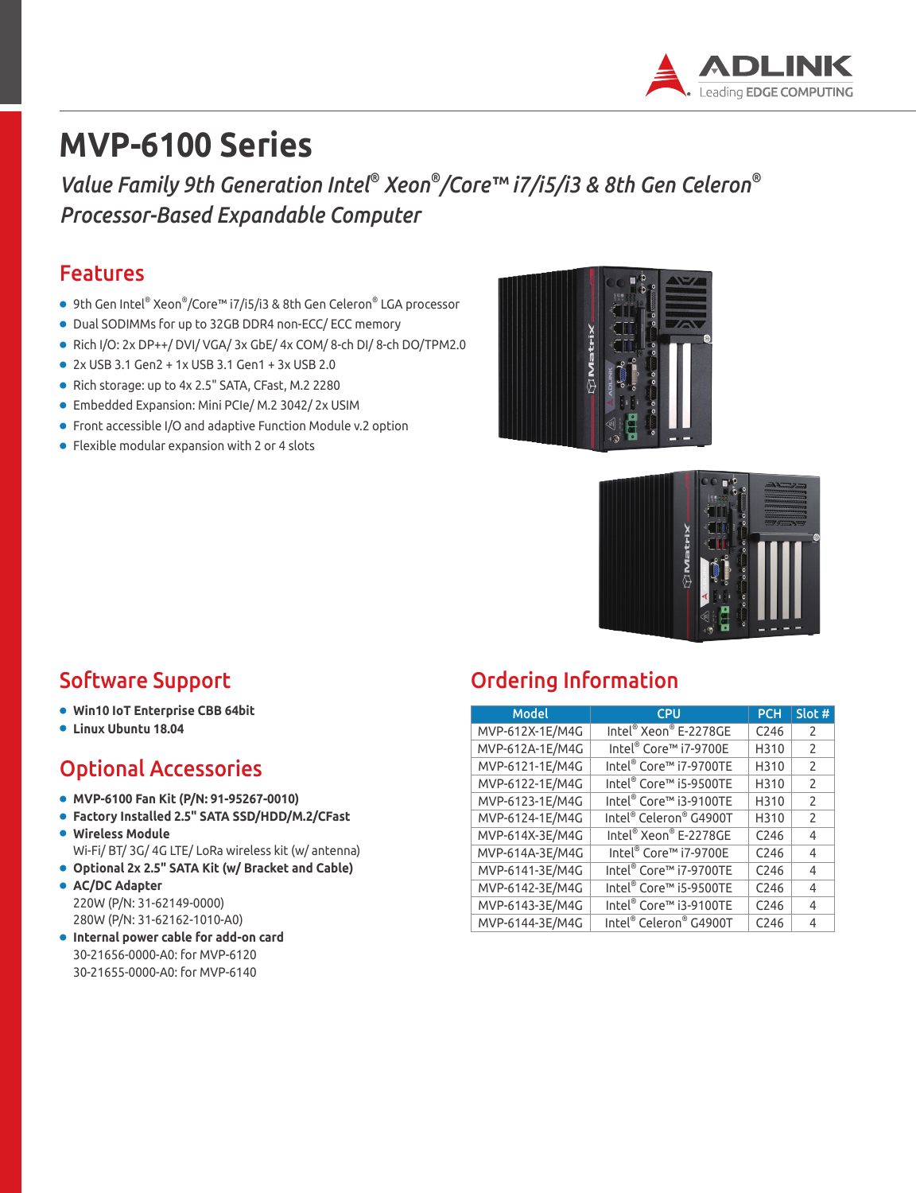# MVP-6100 Series

*Value Family 9th Generation Intel® Xeon®/Core™ i7/i5/i3 & 8th Gen Celeron® Processor-Based Expandable Computer*

## Features

- 9th Gen Intel® Xeon®/Core™ i7/i5/i3 & 8th Gen Celeron® LGA processor
- Dual SODIMMs for up to 32GB DDR4 non-ECC/ ECC memory
- Rich I/O: 2x DP++/ DVI/ VGA/ 3x GbE/ 4x COM/ 8-ch DI/ 8-ch DO/TPM2.0
- 2x USB 3.1 Gen2 + 1x USB 3.1 Gen1 + 3x USB 2.0
- Rich storage: up to 4x 2.5" SATA, CFast, M.2 2280
- Embedded Expansion: Mini PCIe/ M.2 3042/ 2x USIM
- Front accessible I/O and adaptive Function Module v.2 option
- Flexible modular expansion with 2 or 4 slots

## Software Support

- **Win10 IoT Enterprise CBB 64bit**
- **Linux Ubuntu 18.04**

## Optional Accessories

- **MVP-6100 Fan Kit (P/N: 91-95267-0010)**
- **Factory Installed 2.5" SATA SSD/HDD/M.2/CFast**
- **Wireless Module**
  Wi-Fi/ BT/ 3G/ 4G LTE/ LoRa wireless kit (w/ antenna)
- **Optional 2x 2.5" SATA Kit (w/ Bracket and Cable)**
- **AC/DC Adapter**
  220W (P/N: 31-62149-0000)
  280W (P/N: 31-62162-1010-A0)
- **Internal power cable for add-on card**
  30-21656-0000-A0: for MVP-6120
  30-21655-0000-A0: for MVP-6140

## Ordering Information

| Model | CPU | PCH | Slot # |
|---|---|---|---|
| MVP-612X-1E/M4G | Intel® Xeon® E-2278GE | C246 | 2 |
| MVP-612A-1E/M4G | Intel® Core™ i7-9700E | H310 | 2 |
| MVP-6121-1E/M4G | Intel® Core™ i7-9700TE | H310 | 2 |
| MVP-6122-1E/M4G | Intel® Core™ i5-9500TE | H310 | 2 |
| MVP-6123-1E/M4G | Intel® Core™ i3-9100TE | H310 | 2 |
| MVP-6124-1E/M4G | Intel® Celeron® G4900T | H310 | 2 |
| MVP-614X-3E/M4G | Intel® Xeon® E-2278GE | C246 | 4 |
| MVP-614A-3E/M4G | Intel® Core™ i7-9700E | C246 | 4 |
| MVP-6141-3E/M4G | Intel® Core™ i7-9700TE | C246 | 4 |
| MVP-6142-3E/M4G | Intel® Core™ i5-9500TE | C246 | 4 |
| MVP-6143-3E/M4G | Intel® Core™ i3-9100TE | C246 | 4 |
| MVP-6144-3E/M4G | Intel® Celeron® G4900T | C246 | 4 |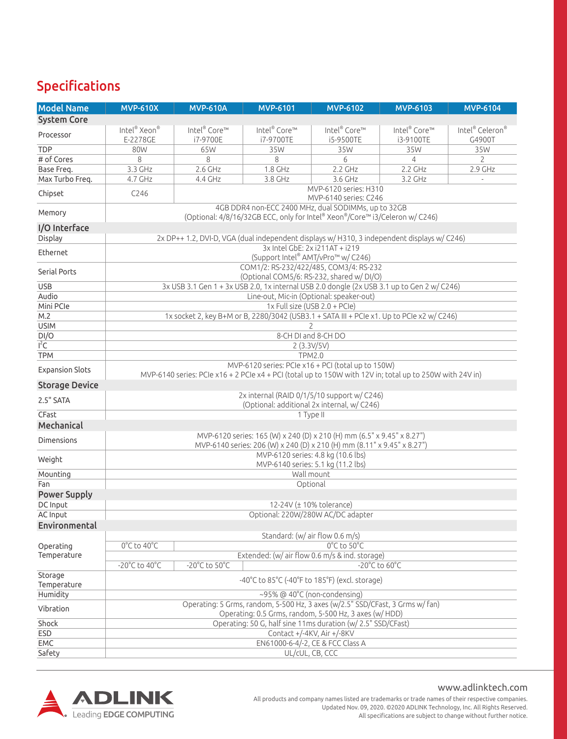## Specifications

| Model Name | MVP-610X | MVP-610A | MVP-6101 | MVP-6102 | MVP-6103 | MVP-6104 |
|---|---|---|---|---|---|---|
| **System Core** | | | | | | |
| Processor | Intel® Xeon® E-2278GE | Intel® Core™ i7-9700E | Intel® Core™ i7-9700TE | Intel® Core™ i5-9500TE | Intel® Core™ i3-9100TE | Intel® Celeron® G4900T |
| TDP | 80W | 65W | 35W | 35W | 35W | 35W |
| # of Cores | 8 | 8 | 8 | 6 | 4 | 2 |
| Base Freq. | 3.3 GHz | 2.6 GHz | 1.8 GHz | 2.2 GHz | 2.2 GHz | 2.9 GHz |
| Max Turbo Freq. | 4.7 GHz | 4.4 GHz | 3.8 GHz | 3.6 GHz | 3.2 GHz | - |
| Chipset | C246 | MVP-6120 series: H310<br>MVP-6140 series: C246 | | | | |
| Memory | 4GB DDR4 non-ECC 2400 MHz, dual SODIMMs, up to 32GB<br>(Optional: 4/8/16/32GB ECC, only for Intel® Xeon®/Core™ i3/Celeron w/ C246) | | | | | |
| **I/O Interface** | | | | | | |
| Display | 2x DP++ 1.2, DVI-D, VGA (dual independent displays w/ H310, 3 independent displays w/ C246) | | | | | |
| Ethernet | 3x Intel GbE: 2x i211AT + i219<br>(Support Intel® AMT/vPro™ w/ C246) | | | | | |
| Serial Ports | COM1/2: RS-232/422/485, COM3/4: RS-232<br>(Optional COM5/6: RS-232, shared w/ DI/O) | | | | | |
| USB | 3x USB 3.1 Gen 1 + 3x USB 2.0, 1x internal USB 2.0 dongle (2x USB 3.1 up to Gen 2 w/ C246) | | | | | |
| Audio | Line-out, Mic-in (Optional: speaker-out) | | | | | |
| Mini PCIe | 1x Full size (USB 2.0 + PCIe) | | | | | |
| M.2 | 1x socket 2, key B+M or B, 2280/3042 (USB3.1 + SATA III + PCIe x1. Up to PCIe x2 w/ C246) | | | | | |
| USIM | 2 | | | | | |
| DI/O | 8-CH DI and 8-CH DO | | | | | |
| I²C | 2 (3.3V/5V) | | | | | |
| TPM | TPM2.0 | | | | | |
| Expansion Slots | MVP-6120 series: PCIe x16 + PCI (total up to 150W)<br>MVP-6140 series: PCIe x16 + 2 PCIe x4 + PCI (total up to 150W with 12V in; total up to 250W with 24V in) | | | | | |
| **Storage Device** | | | | | | |
| 2.5" SATA | 2x internal (RAID 0/1/5/10 support w/ C246)<br>(Optional: additional 2x internal, w/ C246) | | | | | |
| CFast | 1 Type II | | | | | |
| **Mechanical** | | | | | | |
| Dimensions | MVP-6120 series: 165 (W) x 240 (D) x 210 (H) mm (6.5" x 9.45" x 8.27")<br>MVP-6140 series: 206 (W) x 240 (D) x 210 (H) mm (8.11" x 9.45" x 8.27") | | | | | |
| Weight | MVP-6120 series: 4.8 kg (10.6 lbs)<br>MVP-6140 series: 5.1 kg (11.2 lbs) | | | | | |
| Mounting | Wall mount | | | | | |
| Fan | Optional | | | | | |
| **Power Supply** | | | | | | |
| DC Input | 12-24V (± 10% tolerance) | | | | | |
| AC Input | Optional: 220W/280W AC/DC adapter | | | | | |
| **Environmental** | | | | | | |
| Operating Temperature | Standard: (w/ air flow 0.6 m/s) | | | | | |
| | 0°C to 40°C | 0°C to 50°C | | | | |
| | Extended: (w/ air flow 0.6 m/s & ind. storage) | | | | | |
| | -20°C to 40°C | -20°C to 50°C | -20°C to 60°C | | | |
| Storage Temperature | -40°C to 85°C (-40°F to 185°F) (excl. storage) | | | | | |
| Humidity | ~95% @ 40°C (non-condensing) | | | | | |
| Vibration | Operating: 5 Grms, random, 5-500 Hz, 3 axes (w/2.5" SSD/CFast, 3 Grms w/ fan)<br>Operating: 0.5 Grms, random, 5-500 Hz, 3 axes (w/ HDD) | | | | | |
| Shock | Operating: 50 G, half sine 11ms duration (w/ 2.5" SSD/CFast) | | | | | |
| ESD | Contact +/-4KV, Air +/-8KV | | | | | |
| EMC | EN61000-6-4/-2, CE & FCC Class A | | | | | |
| Safety | UL/cUL, CB, CCC | | | | | |

ADLINK
Leading EDGE COMPUTING

www.adlinktech.com

All products and company names listed are trademarks or trade names of their respective companies.
Updated Nov. 09, 2020. ©2020 ADLINK Technology, Inc. All Rights Reserved.
All specifications are subject to change without further notice.